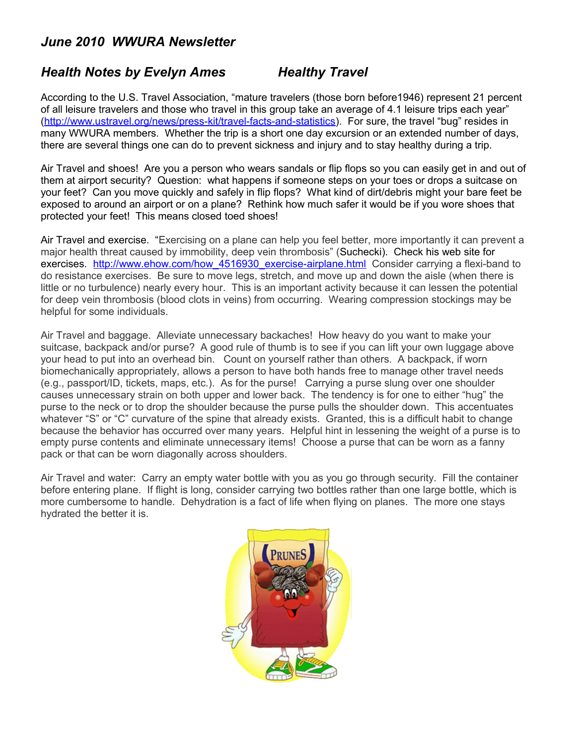## *June 2010 WWURA Newsletter*

### *Health Notes by Evelyn Ames* *Healthy Travel*

According to the U.S. Travel Association, "mature travelers (those born before1946) represent 21 percent of all leisure travelers and those who travel in this group take an average of 4.1 leisure trips each year" (http://www.ustravel.org/news/press-kit/travel-facts-and-statistics). For sure, the travel "bug" resides in many WWURA members. Whether the trip is a short one day excursion or an extended number of days, there are several things one can do to prevent sickness and injury and to stay healthy during a trip.

Air Travel and shoes! Are you a person who wears sandals or flip flops so you can easily get in and out of them at airport security? Question: what happens if someone steps on your toes or drops a suitcase on your feet? Can you move quickly and safely in flip flops? What kind of dirt/debris might your bare feet be exposed to around an airport or on a plane? Rethink how much safer it would be if you wore shoes that protected your feet! This means closed toed shoes!

Air Travel and exercise. "Exercising on a plane can help you feel better, more importantly it can prevent a major health threat caused by immobility, deep vein thrombosis" (Suchecki). Check his web site for exercises. http://www.ehow.com/how_4516930_exercise-airplane.html Consider carrying a flexi-band to do resistance exercises. Be sure to move legs, stretch, and move up and down the aisle (when there is little or no turbulence) nearly every hour. This is an important activity because it can lessen the potential for deep vein thrombosis (blood clots in veins) from occurring. Wearing compression stockings may be helpful for some individuals.

Air Travel and baggage. Alleviate unnecessary backaches! How heavy do you want to make your suitcase, backpack and/or purse? A good rule of thumb is to see if you can lift your own luggage above your head to put into an overhead bin. Count on yourself rather than others. A backpack, if worn biomechanically appropriately, allows a person to have both hands free to manage other travel needs (e.g., passport/ID, tickets, maps, etc.). As for the purse! Carrying a purse slung over one shoulder causes unnecessary strain on both upper and lower back. The tendency is for one to either "hug" the purse to the neck or to drop the shoulder because the purse pulls the shoulder down. This accentuates whatever "S" or "C" curvature of the spine that already exists. Granted, this is a difficult habit to change because the behavior has occurred over many years. Helpful hint in lessening the weight of a purse is to empty purse contents and eliminate unnecessary items! Choose a purse that can be worn as a fanny pack or that can be worn diagonally across shoulders.

Air Travel and water: Carry an empty water bottle with you as you go through security. Fill the container before entering plane. If flight is long, consider carrying two bottles rather than one large bottle, which is more cumbersome to handle. Dehydration is a fact of life when flying on planes. The more one stays hydrated the better it is.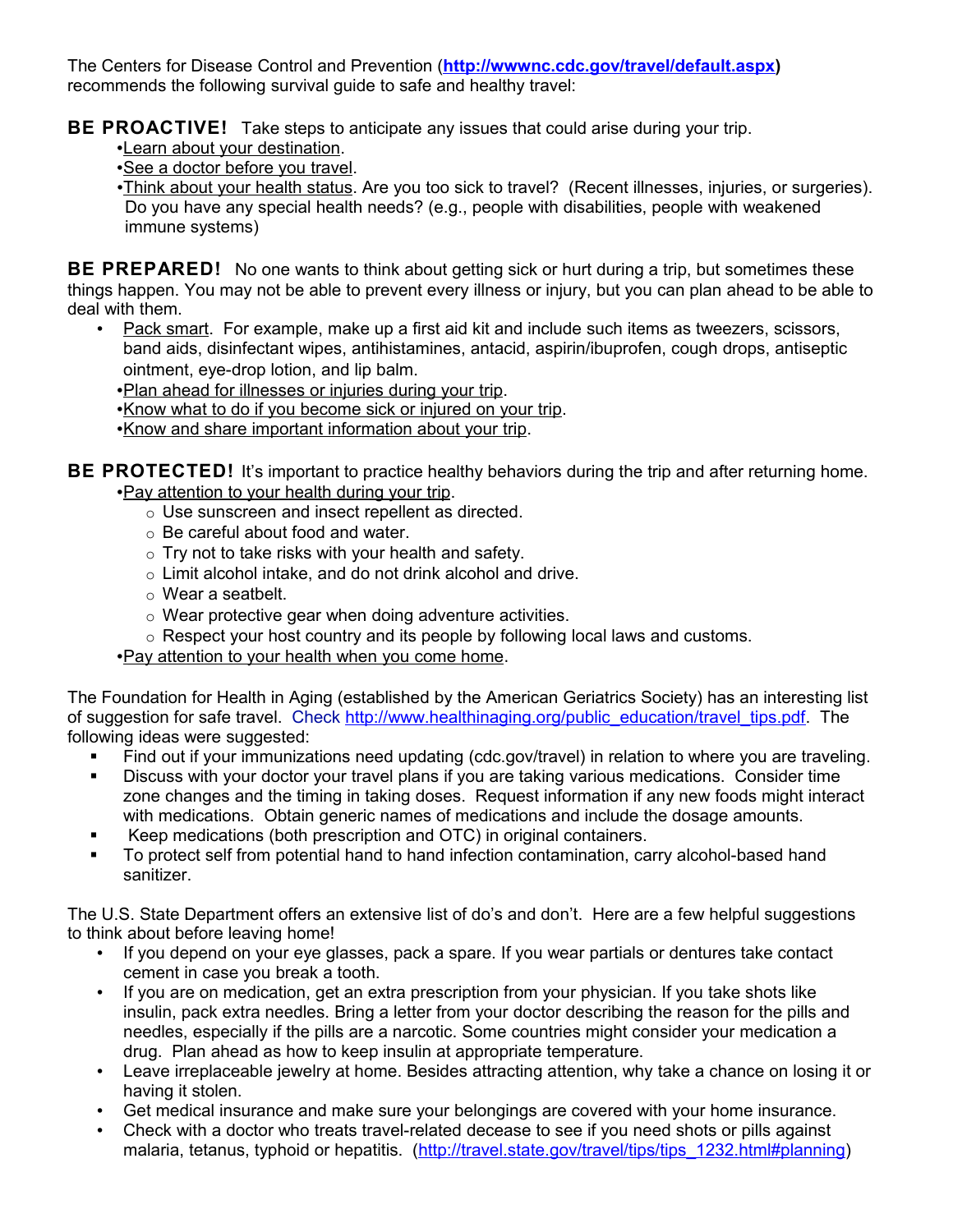The Centers for Disease Control and Prevention (**http://wwwnc.cdc.gov/travel/default.aspx**) recommends the following survival guide to safe and healthy travel:

**BE PROACTIVE!** Take steps to anticipate any issues that could arise during your trip.

- Learn about your destination.
- See a doctor before you travel.
- Think about your health status. Are you too sick to travel? (Recent illnesses, injuries, or surgeries). Do you have any special health needs? (e.g., people with disabilities, people with weakened immune systems)

**BE PREPARED!** No one wants to think about getting sick or hurt during a trip, but sometimes these things happen. You may not be able to prevent every illness or injury, but you can plan ahead to be able to deal with them.

- Pack smart. For example, make up a first aid kit and include such items as tweezers, scissors, band aids, disinfectant wipes, antihistamines, antacid, aspirin/ibuprofen, cough drops, antiseptic ointment, eye-drop lotion, and lip balm.
- Plan ahead for illnesses or injuries during your trip.
- Know what to do if you become sick or injured on your trip.
- Know and share important information about your trip.

**BE PROTECTED!** It's important to practice healthy behaviors during the trip and after returning home.

- Pay attention to your health during your trip.
  - Use sunscreen and insect repellent as directed.
  - Be careful about food and water.
  - Try not to take risks with your health and safety.
  - Limit alcohol intake, and do not drink alcohol and drive.
  - Wear a seatbelt.
  - Wear protective gear when doing adventure activities.
  - Respect your host country and its people by following local laws and customs.
- Pay attention to your health when you come home.

The Foundation for Health in Aging (established by the American Geriatrics Society) has an interesting list of suggestion for safe travel. Check http://www.healthinaging.org/public_education/travel_tips.pdf. The following ideas were suggested:

- Find out if your immunizations need updating (cdc.gov/travel) in relation to where you are traveling.
- Discuss with your doctor your travel plans if you are taking various medications. Consider time zone changes and the timing in taking doses. Request information if any new foods might interact with medications. Obtain generic names of medications and include the dosage amounts.
- Keep medications (both prescription and OTC) in original containers.
- To protect self from potential hand to hand infection contamination, carry alcohol-based hand sanitizer.

The U.S. State Department offers an extensive list of do's and don't. Here are a few helpful suggestions to think about before leaving home!

- If you depend on your eye glasses, pack a spare. If you wear partials or dentures take contact cement in case you break a tooth.
- If you are on medication, get an extra prescription from your physician. If you take shots like insulin, pack extra needles. Bring a letter from your doctor describing the reason for the pills and needles, especially if the pills are a narcotic. Some countries might consider your medication a drug. Plan ahead as how to keep insulin at appropriate temperature.
- Leave irreplaceable jewelry at home. Besides attracting attention, why take a chance on losing it or having it stolen.
- Get medical insurance and make sure your belongings are covered with your home insurance.
- Check with a doctor who treats travel-related decease to see if you need shots or pills against malaria, tetanus, typhoid or hepatitis. (http://travel.state.gov/travel/tips/tips_1232.html#planning)